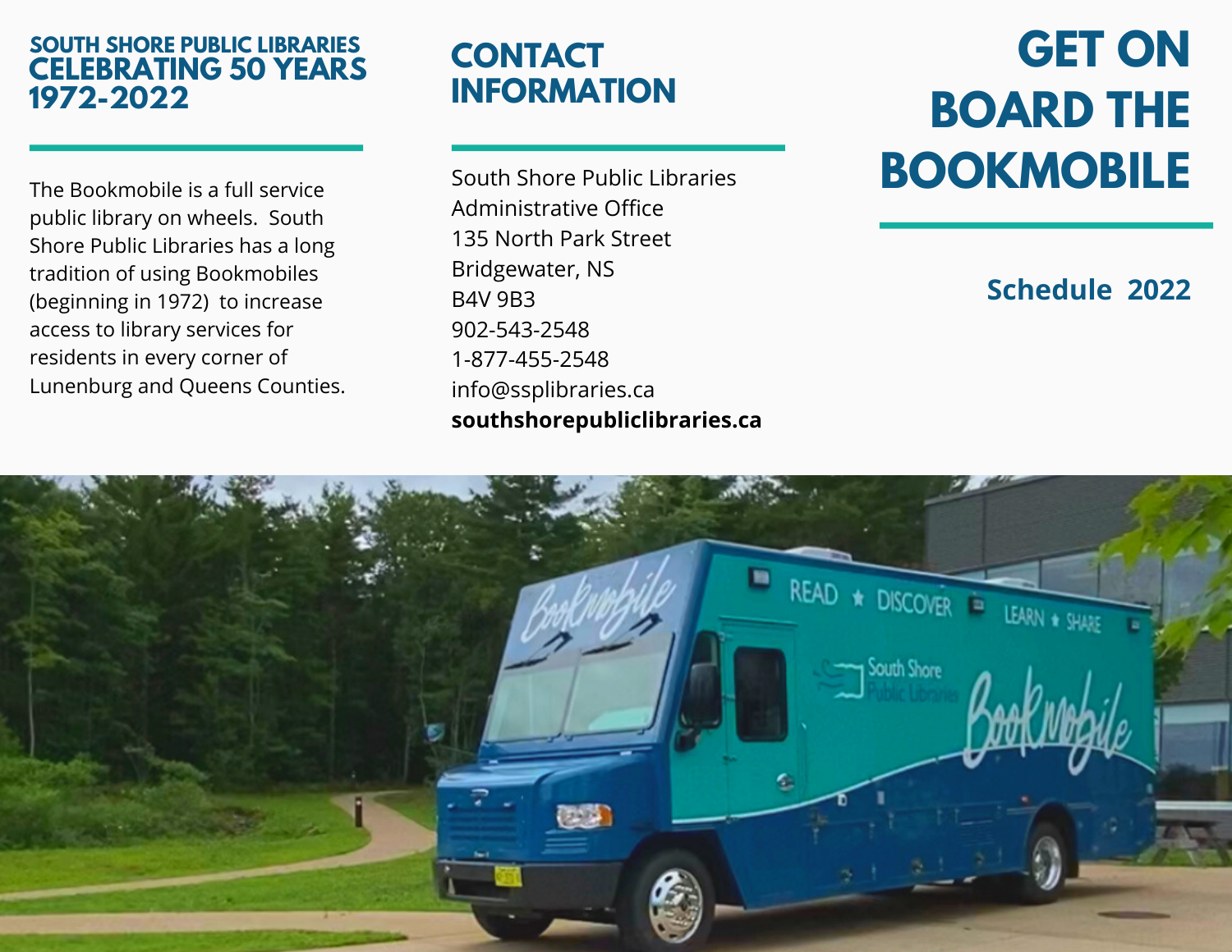## SOUTH SHORE PUBLIC LIBRARIES CELEBRATING 50 YEARS 1972-2022

The Bookmobile is a full service public library on wheels. South Shore Public Libraries has a long tradition of using Bookmobiles (beginning in 1972) to increase access to library services for residents in every corner of Lunenburg and Queens Counties.

## CONTACT INFORMATION

South Shore Public Libraries
Administrative Office
135 North Park Street
Bridgewater, NS
B4V 9B3
902-543-2548
1-877-455-2548
info@ssplibraries.ca
**southshorepubliclibraries.ca**

# GET ON BOARD THE BOOKMOBILE

### Schedule 2022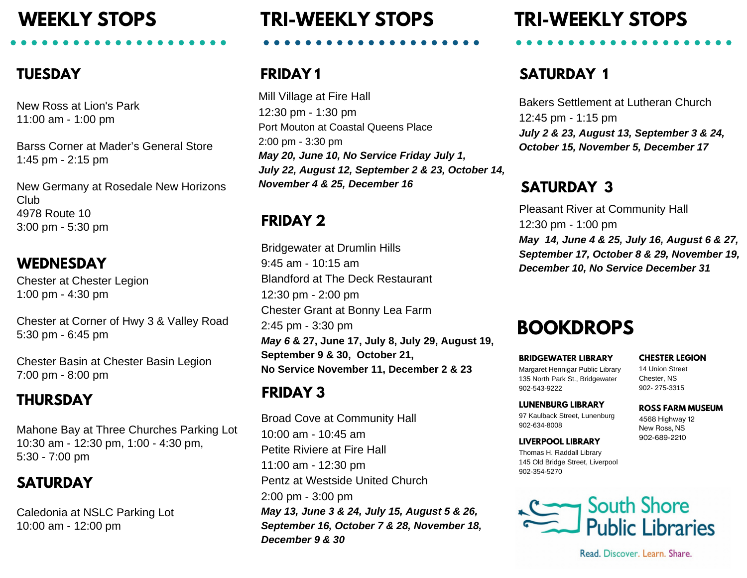## WEEKLY STOPS

### TUESDAY

New Ross at Lion's Park
11:00 am - 1:00 pm

Barss Corner at Mader's General Store
1:45 pm - 2:15 pm

New Germany at Rosedale New Horizons Club
4978 Route 10
3:00 pm - 5:30 pm

### WEDNESDAY

Chester at Chester Legion
1:00 pm - 4:30 pm

Chester at Corner of Hwy 3 & Valley Road
5:30 pm - 6:45 pm

Chester Basin at Chester Basin Legion
7:00 pm - 8:00 pm

### THURSDAY

Mahone Bay at Three Churches Parking Lot
10:30 am - 12:30 pm, 1:00 - 4:30 pm,
5:30 - 7:00 pm

### SATURDAY

Caledonia at NSLC Parking Lot
10:00 am - 12:00 pm

## TRI-WEEKLY STOPS

### FRIDAY 1

Mill Village at Fire Hall
12:30 pm - 1:30 pm
Port Mouton at Coastal Queens Place
2:00 pm - 3:30 pm
***May 20, June 10, No Service Friday July 1, July 22, August 12, September 2 & 23, October 14, November 4 & 25, December 16***

### FRIDAY 2

Bridgewater at Drumlin Hills
9:45 am - 10:15 am
Blandford at The Deck Restaurant
12:30 pm - 2:00 pm
Chester Grant at Bonny Lea Farm
2:45 pm - 3:30 pm
***May 6* & 27, June 17, July 8, July 29, August 19, September 9 & 30, October 21, No Service November 11, December 2 & 23**

### FRIDAY 3

Broad Cove at Community Hall
10:00 am - 10:45 am
Petite Riviere at Fire Hall
11:00 am - 12:30 pm
Pentz at Westside United Church
2:00 pm - 3:00 pm
***May 13, June 3 & 24, July 15, August 5 & 26, September 16, October 7 & 28, November 18, December 9 & 30***

## TRI-WEEKLY STOPS

### SATURDAY 1

Bakers Settlement at Lutheran Church
12:45 pm - 1:15 pm
***July 2 & 23, August 13, September 3 & 24, October 15, November 5, December 17***

### SATURDAY 3

Pleasant River at Community Hall
12:30 pm - 1:00 pm
***May 14, June 4 & 25, July 16, August 6 & 27, September 17, October 8 & 29, November 19, December 10, No Service December 31***

## BOOKDROPS

**BRIDGEWATER LIBRARY**
Margaret Hennigar Public Library
135 North Park St., Bridgewater
902-543-9222

**LUNENBURG LIBRARY**
97 Kaulback Street, Lunenburg
902-634-8008

**LIVERPOOL LIBRARY**
Thomas H. Raddall Library
145 Old Bridge Street, Liverpool
902-354-5270

**CHESTER LEGION**
14 Union Street
Chester, NS
902- 275-3315

**ROSS FARM MUSEUM**
4568 Highway 12
New Ross, NS
902-689-2210

South Shore Public Libraries
Read. Discover. Learn. Share.